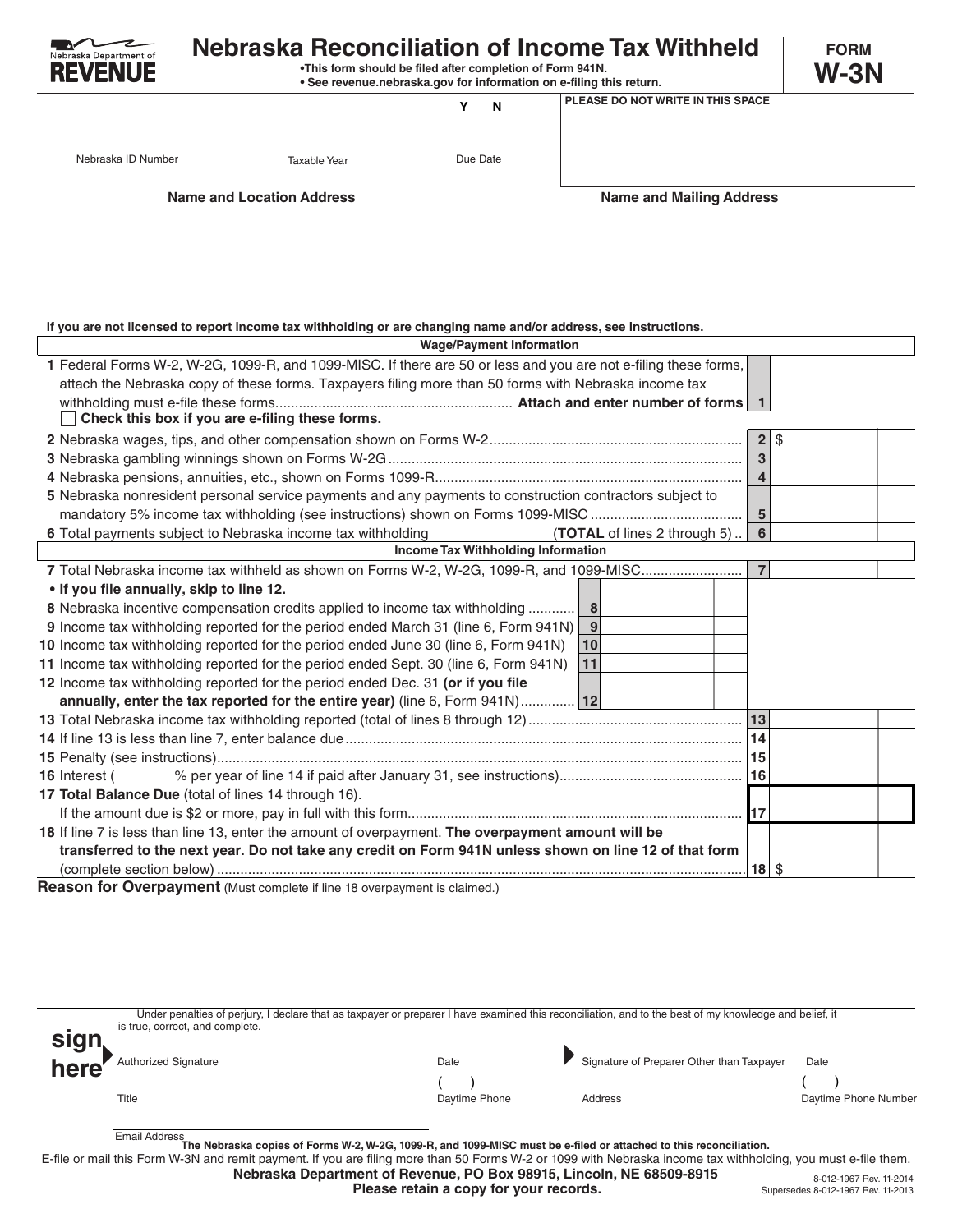Nebraska Department of REVENUE

# Nebraska Reconciliation of Income Tax Withheld

FORM **W-3N**

- This form should be filed after completion of Form 941N.
- See revenue.nebraska.gov for information on e-filing this return.

| Nebraska ID Number | Taxable Year | Y N<br>Due Date | PLEASE DO NOT WRITE IN THIS SPACE |
|---|---|---|---|

**Name and Location Address** | **Name and Mailing Address**

**If you are not licensed to report income tax withholding or are changing name and/or address, see instructions.**

### Wage/Payment Information

| Line | Description | No. | Amount |
|---|---|---|---|
| 1 | Federal Forms W-2, W-2G, 1099-R, and 1099-MISC. If there are 50 or less and you are not e-filing these forms, attach the Nebraska copy of these forms. Taxpayers filing more than 50 forms with Nebraska income tax withholding must e-file these forms............ **Attach and enter number of forms**<br>☐ **Check this box if you are e-filing these forms.** | 1 | |
| 2 | Nebraska wages, tips, and other compensation shown on Forms W-2 | 2 | $ |
| 3 | Nebraska gambling winnings shown on Forms W-2G | 3 | |
| 4 | Nebraska pensions, annuities, etc., shown on Forms 1099-R | 4 | |
| 5 | Nebraska nonresident personal service payments and any payments to construction contractors subject to mandatory 5% income tax withholding (see instructions) shown on Forms 1099-MISC | 5 | |
| 6 | Total payments subject to Nebraska income tax withholding (**TOTAL** of lines 2 through 5) | 6 | |

### Income Tax Withholding Information

| Line | Description | No. | Amount | No. | Amount |
|---|---|---|---|---|---|
| 7 | Total Nebraska income tax withheld as shown on Forms W-2, W-2G, 1099-R, and 1099-MISC | | | 7 | |
| | **• If you file annually, skip to line 12.** | | | | |
| 8 | Nebraska incentive compensation credits applied to income tax withholding | 8 | | | |
| 9 | Income tax withholding reported for the period ended March 31 (line 6, Form 941N) | 9 | | | |
| 10 | Income tax withholding reported for the period ended June 30 (line 6, Form 941N) | 10 | | | |
| 11 | Income tax withholding reported for the period ended Sept. 30 (line 6, Form 941N) | 11 | | | |
| 12 | Income tax withholding reported for the period ended Dec. 31 **(or if you file annually, enter the tax reported for the entire year)** (line 6, Form 941N) | 12 | | | |
| 13 | Total Nebraska income tax withholding reported (total of lines 8 through 12) | | | 13 | |
| 14 | If line 13 is less than line 7, enter balance due | | | 14 | |
| 15 | Penalty (see instructions) | | | 15 | |
| 16 | Interest ( % per year of line 14 if paid after January 31, see instructions) | | | 16 | |
| 17 | **Total Balance Due** (total of lines 14 through 16).<br>If the amount due is $2 or more, pay in full with this form | | | 17 | |
| 18 | If line 7 is less than line 13, enter the amount of overpayment. **The overpayment amount will be transferred to the next year. Do not take any credit on Form 941N unless shown on line 12 of that form** (complete section below) | | | 18 | $ |

**Reason for Overpayment** (Must complete if line 18 overpayment is claimed.)

**sign here**

Under penalties of perjury, I declare that as taxpayer or preparer I have examined this reconciliation, and to the best of my knowledge and belief, it is true, correct, and complete.

| Authorized Signature | Date | Signature of Preparer Other than Taxpayer | Date |
|---|---|---|---|
| Title | ( ) Daytime Phone | Address | ( ) Daytime Phone Number |
| Email Address | | | |

**The Nebraska copies of Forms W-2, W-2G, 1099-R, and 1099-MISC must be e-filed or attached to this reconciliation.**

E-file or mail this Form W-3N and remit payment. If you are filing more than 50 Forms W-2 or 1099 with Nebraska income tax withholding, you must e-file them.

**Nebraska Department of Revenue, PO Box 98915, Lincoln, NE 68509-8915**

**Please retain a copy for your records.**

8-012-1967 Rev. 11-2014
Supersedes 8-012-1967 Rev. 11-2013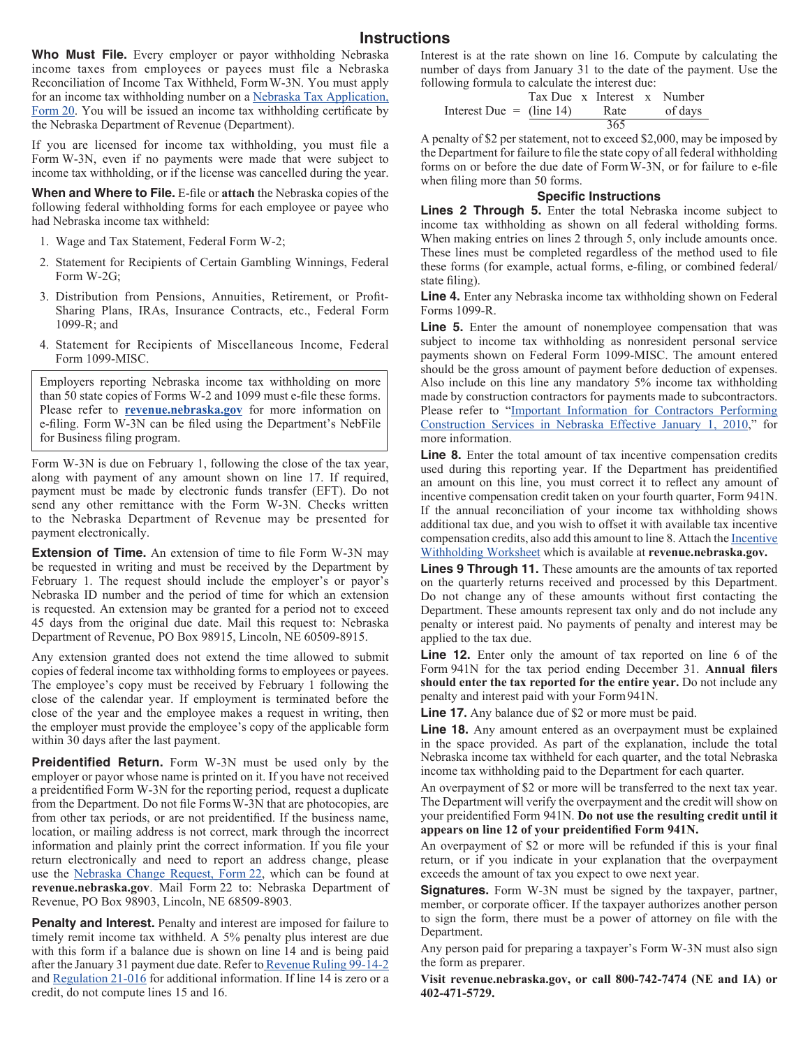# Instructions

**Who Must File.** Every employer or payor withholding Nebraska income taxes from employees or payees must file a Nebraska Reconciliation of Income Tax Withheld, Form W-3N. You must apply for an income tax withholding number on a Nebraska Tax Application, Form 20. You will be issued an income tax withholding certificate by the Nebraska Department of Revenue (Department).

If you are licensed for income tax withholding, you must file a Form W-3N, even if no payments were made that were subject to income tax withholding, or if the license was cancelled during the year.

**When and Where to File.** E-file or **attach** the Nebraska copies of the following federal withholding forms for each employee or payee who had Nebraska income tax withheld:

1. Wage and Tax Statement, Federal Form W-2;
2. Statement for Recipients of Certain Gambling Winnings, Federal Form W-2G;
3. Distribution from Pensions, Annuities, Retirement, or Profit-Sharing Plans, IRAs, Insurance Contracts, etc., Federal Form 1099-R; and
4. Statement for Recipients of Miscellaneous Income, Federal Form 1099-MISC.

Employers reporting Nebraska income tax withholding on more than 50 state copies of Forms W-2 and 1099 must e-file these forms. Please refer to **revenue.nebraska.gov** for more information on e-filing. Form W-3N can be filed using the Department's NebFile for Business filing program.

Form W-3N is due on February 1, following the close of the tax year, along with payment of any amount shown on line 17. If required, payment must be made by electronic funds transfer (EFT). Do not send any other remittance with the Form W-3N. Checks written to the Nebraska Department of Revenue may be presented for payment electronically.

**Extension of Time.** An extension of time to file Form W-3N may be requested in writing and must be received by the Department by February 1. The request should include the employer's or payor's Nebraska ID number and the period of time for which an extension is requested. An extension may be granted for a period not to exceed 45 days from the original due date. Mail this request to: Nebraska Department of Revenue, PO Box 98915, Lincoln, NE 60509-8915.

Any extension granted does not extend the time allowed to submit copies of federal income tax withholding forms to employees or payees. The employee's copy must be received by February 1 following the close of the calendar year. If employment is terminated before the close of the year and the employee makes a request in writing, then the employer must provide the employee's copy of the applicable form within 30 days after the last payment.

**Preidentified Return.** Form W-3N must be used only by the employer or payor whose name is printed on it. If you have not received a preidentified Form W-3N for the reporting period, request a duplicate from the Department. Do not file Forms W-3N that are photocopies, are from other tax periods, or are not preidentified. If the business name, location, or mailing address is not correct, mark through the incorrect information and plainly print the correct information. If you file your return electronically and need to report an address change, please use the Nebraska Change Request, Form 22, which can be found at **revenue.nebraska.gov**. Mail Form 22 to: Nebraska Department of Revenue, PO Box 98903, Lincoln, NE 68509-8903.

**Penalty and Interest.** Penalty and interest are imposed for failure to timely remit income tax withheld. A 5% penalty plus interest are due with this form if a balance due is shown on line 14 and is being paid after the January 31 payment due date. Refer to Revenue Ruling 99-14-2 and Regulation 21-016 for additional information. If line 14 is zero or a credit, do not compute lines 15 and 16.

Interest is at the rate shown on line 16. Compute by calculating the number of days from January 31 to the date of the payment. Use the following formula to calculate the interest due:

$$\text{Interest Due} = \frac{\text{Tax Due (line 14)} \times \text{Interest Rate} \times \text{Number of days}}{365}$$

A penalty of $2 per statement, not to exceed $2,000, may be imposed by the Department for failure to file the state copy of all federal withholding forms on or before the due date of Form W-3N, or for failure to e-file when filing more than 50 forms.

## Specific Instructions

**Lines 2 Through 5.** Enter the total Nebraska income subject to income tax withholding as shown on all federal witholding forms. When making entries on lines 2 through 5, only include amounts once. These lines must be completed regardless of the method used to file these forms (for example, actual forms, e-filing, or combined federal/state filing).

**Line 4.** Enter any Nebraska income tax withholding shown on Federal Forms 1099-R.

**Line 5.** Enter the amount of nonemployee compensation that was subject to income tax withholding as nonresident personal service payments shown on Federal Form 1099-MISC. The amount entered should be the gross amount of payment before deduction of expenses. Also include on this line any mandatory 5% income tax withholding made by construction contractors for payments made to subcontractors. Please refer to "Important Information for Contractors Performing Construction Services in Nebraska Effective January 1, 2010," for more information.

**Line 8.** Enter the total amount of tax incentive compensation credits used during this reporting year. If the Department has preidentified an amount on this line, you must correct it to reflect any amount of incentive compensation credit taken on your fourth quarter, Form 941N. If the annual reconciliation of your income tax withholding shows additional tax due, and you wish to offset it with available tax incentive compensation credits, also add this amount to line 8. Attach the Incentive Withholding Worksheet which is available at **revenue.nebraska.gov.**

**Lines 9 Through 11.** These amounts are the amounts of tax reported on the quarterly returns received and processed by this Department. Do not change any of these amounts without first contacting the Department. These amounts represent tax only and do not include any penalty or interest paid. No payments of penalty and interest may be applied to the tax due.

**Line 12.** Enter only the amount of tax reported on line 6 of the Form 941N for the tax period ending December 31. **Annual filers should enter the tax reported for the entire year.** Do not include any penalty and interest paid with your Form 941N.

**Line 17.** Any balance due of $2 or more must be paid.

**Line 18.** Any amount entered as an overpayment must be explained in the space provided. As part of the explanation, include the total Nebraska income tax withheld for each quarter, and the total Nebraska income tax withholding paid to the Department for each quarter.

An overpayment of $2 or more will be transferred to the next tax year. The Department will verify the overpayment and the credit will show on your preidentified Form 941N. **Do not use the resulting credit until it appears on line 12 of your preidentified Form 941N.**

An overpayment of $2 or more will be refunded if this is your final return, or if you indicate in your explanation that the overpayment exceeds the amount of tax you expect to owe next year.

**Signatures.** Form W-3N must be signed by the taxpayer, partner, member, or corporate officer. If the taxpayer authorizes another person to sign the form, there must be a power of attorney on file with the Department.

Any person paid for preparing a taxpayer's Form W-3N must also sign the form as preparer.

**Visit revenue.nebraska.gov, or call 800-742-7474 (NE and IA) or 402-471-5729.**